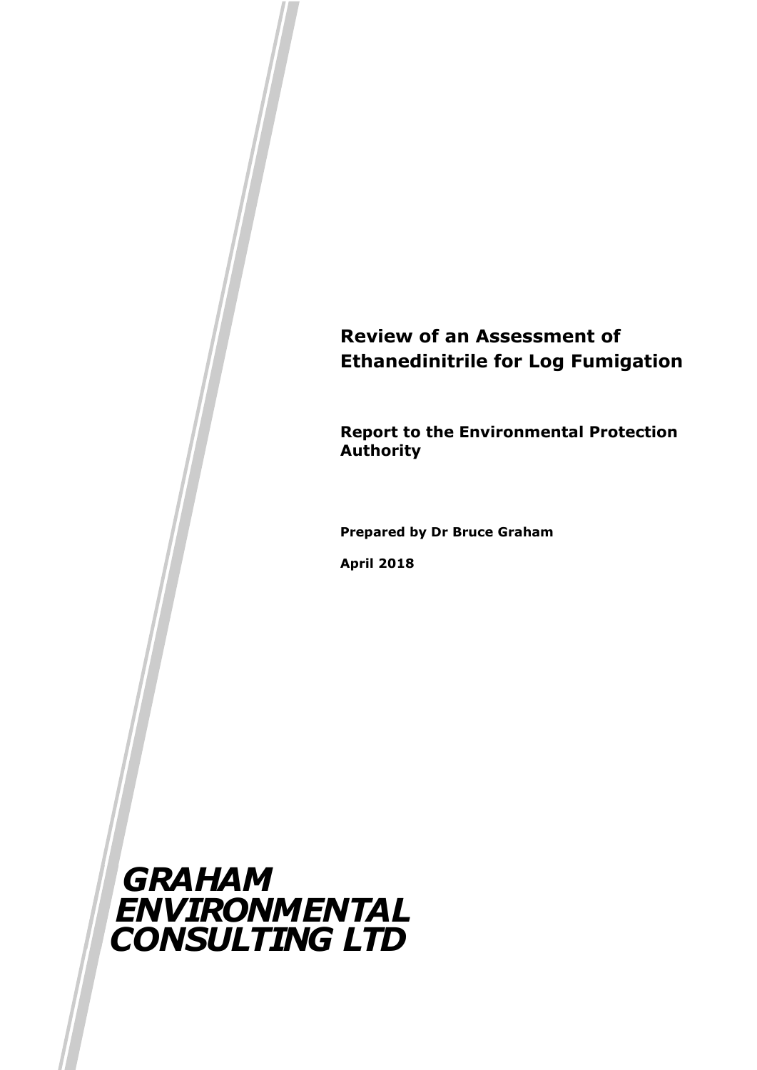# Review of an Assessment of Ethanedinitrile for Log Fumigation

**Report to the Environmental Protection Authority**

**Prepared by Dr Bruce Graham**

**April 2018**

***GRAHAM ENVIRONMENTAL CONSULTING LTD***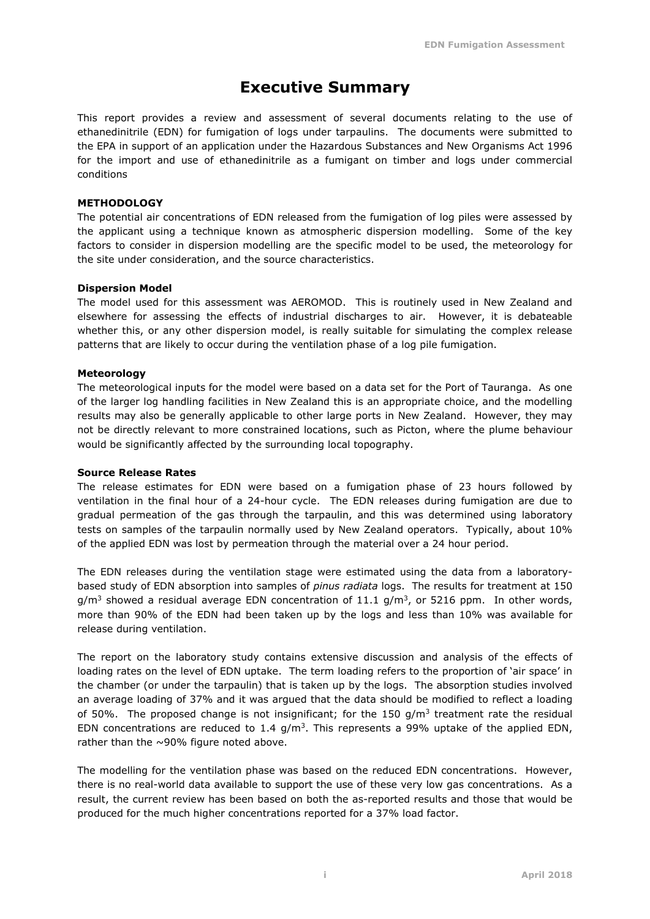# Executive Summary

This report provides a review and assessment of several documents relating to the use of ethanedinitrile (EDN) for fumigation of logs under tarpaulins. The documents were submitted to the EPA in support of an application under the Hazardous Substances and New Organisms Act 1996 for the import and use of ethanedinitrile as a fumigant on timber and logs under commercial conditions

**METHODOLOGY**

The potential air concentrations of EDN released from the fumigation of log piles were assessed by the applicant using a technique known as atmospheric dispersion modelling. Some of the key factors to consider in dispersion modelling are the specific model to be used, the meteorology for the site under consideration, and the source characteristics.

**Dispersion Model**

The model used for this assessment was AEROMOD. This is routinely used in New Zealand and elsewhere for assessing the effects of industrial discharges to air. However, it is debateable whether this, or any other dispersion model, is really suitable for simulating the complex release patterns that are likely to occur during the ventilation phase of a log pile fumigation.

**Meteorology**

The meteorological inputs for the model were based on a data set for the Port of Tauranga. As one of the larger log handling facilities in New Zealand this is an appropriate choice, and the modelling results may also be generally applicable to other large ports in New Zealand. However, they may not be directly relevant to more constrained locations, such as Picton, where the plume behaviour would be significantly affected by the surrounding local topography.

**Source Release Rates**

The release estimates for EDN were based on a fumigation phase of 23 hours followed by ventilation in the final hour of a 24-hour cycle. The EDN releases during fumigation are due to gradual permeation of the gas through the tarpaulin, and this was determined using laboratory tests on samples of the tarpaulin normally used by New Zealand operators. Typically, about 10% of the applied EDN was lost by permeation through the material over a 24 hour period.

The EDN releases during the ventilation stage were estimated using the data from a laboratory-based study of EDN absorption into samples of *pinus radiata* logs. The results for treatment at 150 $g/m^3$ showed a residual average EDN concentration of 11.1 $g/m^3$, or 5216 ppm. In other words, more than 90% of the EDN had been taken up by the logs and less than 10% was available for release during ventilation.

The report on the laboratory study contains extensive discussion and analysis of the effects of loading rates on the level of EDN uptake. The term loading refers to the proportion of 'air space' in the chamber (or under the tarpaulin) that is taken up by the logs. The absorption studies involved an average loading of 37% and it was argued that the data should be modified to reflect a loading of 50%. The proposed change is not insignificant; for the 150 $g/m^3$ treatment rate the residual EDN concentrations are reduced to 1.4 $g/m^3$. This represents a 99% uptake of the applied EDN, rather than the ~90% figure noted above.

The modelling for the ventilation phase was based on the reduced EDN concentrations. However, there is no real-world data available to support the use of these very low gas concentrations. As a result, the current review has been based on both the as-reported results and those that would be produced for the much higher concentrations reported for a 37% load factor.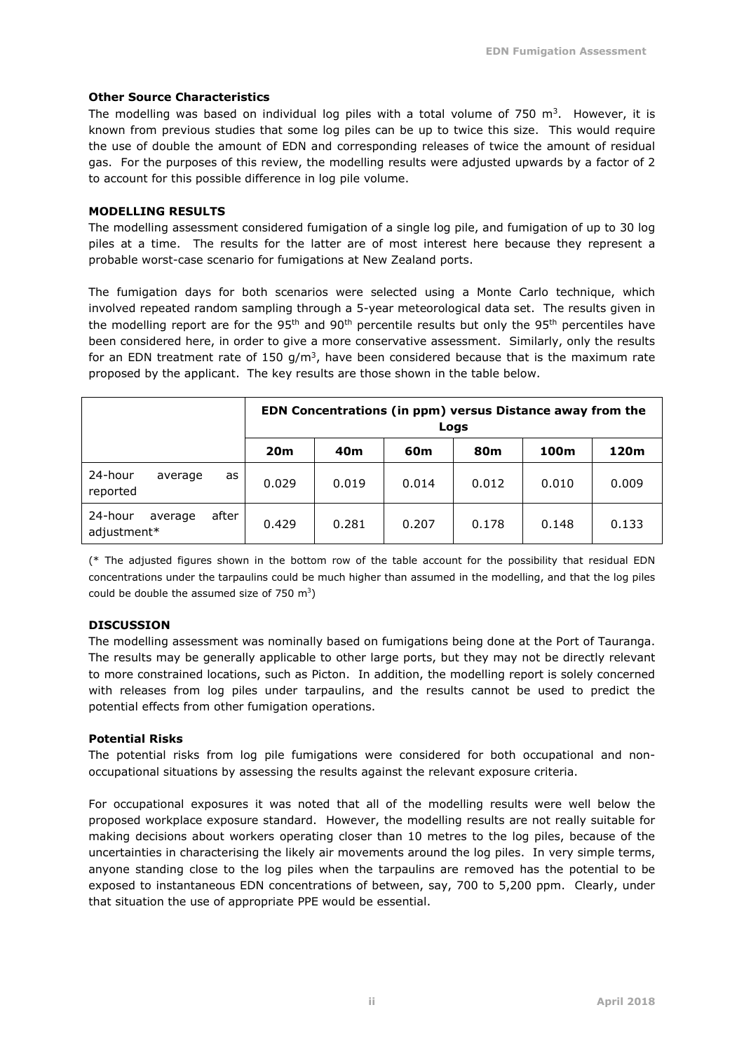**Other Source Characteristics**

The modelling was based on individual log piles with a total volume of 750 $m^3$. However, it is known from previous studies that some log piles can be up to twice this size. This would require the use of double the amount of EDN and corresponding releases of twice the amount of residual gas. For the purposes of this review, the modelling results were adjusted upwards by a factor of 2 to account for this possible difference in log pile volume.

**MODELLING RESULTS**

The modelling assessment considered fumigation of a single log pile, and fumigation of up to 30 log piles at a time. The results for the latter are of most interest here because they represent a probable worst-case scenario for fumigations at New Zealand ports.

The fumigation days for both scenarios were selected using a Monte Carlo technique, which involved repeated random sampling through a 5-year meteorological data set. The results given in the modelling report are for the 95th and 90th percentile results but only the 95th percentiles have been considered here, in order to give a more conservative assessment. Similarly, only the results for an EDN treatment rate of 150 $g/m^3$, have been considered because that is the maximum rate proposed by the applicant. The key results are those shown in the table below.

| | **EDN Concentrations (in ppm) versus Distance away from the Logs** | | | | | |
|---|---|---|---|---|---|---|
| | **20m** | **40m** | **60m** | **80m** | **100m** | **120m** |
| 24-hour average as reported | 0.029 | 0.019 | 0.014 | 0.012 | 0.010 | 0.009 |
| 24-hour average after adjustment* | 0.429 | 0.281 | 0.207 | 0.178 | 0.148 | 0.133 |

(* The adjusted figures shown in the bottom row of the table account for the possibility that residual EDN concentrations under the tarpaulins could be much higher than assumed in the modelling, and that the log piles could be double the assumed size of 750 $m^3$)

**DISCUSSION**

The modelling assessment was nominally based on fumigations being done at the Port of Tauranga. The results may be generally applicable to other large ports, but they may not be directly relevant to more constrained locations, such as Picton. In addition, the modelling report is solely concerned with releases from log piles under tarpaulins, and the results cannot be used to predict the potential effects from other fumigation operations.

**Potential Risks**

The potential risks from log pile fumigations were considered for both occupational and non-occupational situations by assessing the results against the relevant exposure criteria.

For occupational exposures it was noted that all of the modelling results were well below the proposed workplace exposure standard. However, the modelling results are not really suitable for making decisions about workers operating closer than 10 metres to the log piles, because of the uncertainties in characterising the likely air movements around the log piles. In very simple terms, anyone standing close to the log piles when the tarpaulins are removed has the potential to be exposed to instantaneous EDN concentrations of between, say, 700 to 5,200 ppm. Clearly, under that situation the use of appropriate PPE would be essential.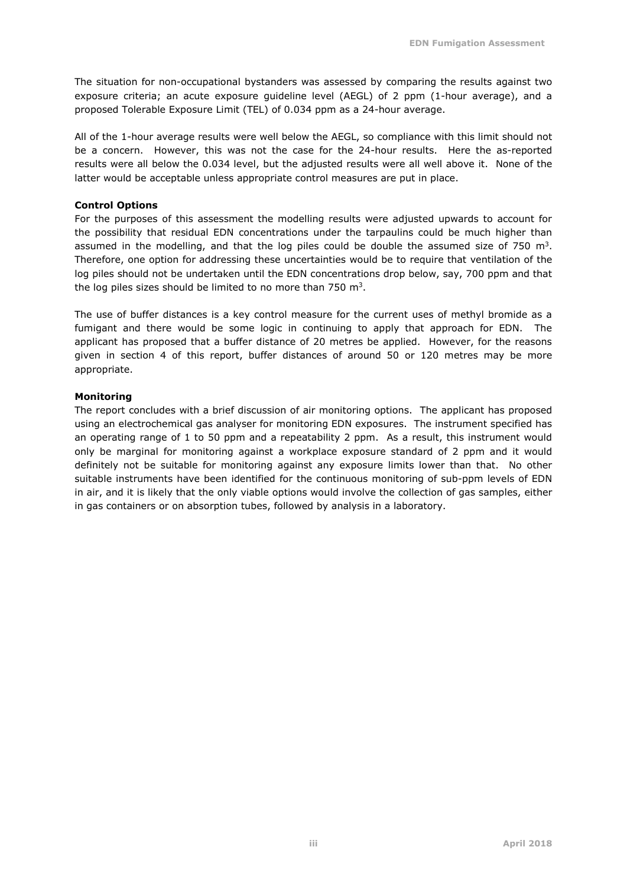The situation for non-occupational bystanders was assessed by comparing the results against two exposure criteria; an acute exposure guideline level (AEGL) of 2 ppm (1-hour average), and a proposed Tolerable Exposure Limit (TEL) of 0.034 ppm as a 24-hour average.

All of the 1-hour average results were well below the AEGL, so compliance with this limit should not be a concern. However, this was not the case for the 24-hour results. Here the as-reported results were all below the 0.034 level, but the adjusted results were all well above it. None of the latter would be acceptable unless appropriate control measures are put in place.

**Control Options**

For the purposes of this assessment the modelling results were adjusted upwards to account for the possibility that residual EDN concentrations under the tarpaulins could be much higher than assumed in the modelling, and that the log piles could be double the assumed size of 750 $m^3$. Therefore, one option for addressing these uncertainties would be to require that ventilation of the log piles should not be undertaken until the EDN concentrations drop below, say, 700 ppm and that the log piles sizes should be limited to no more than 750 $m^3$.

The use of buffer distances is a key control measure for the current uses of methyl bromide as a fumigant and there would be some logic in continuing to apply that approach for EDN. The applicant has proposed that a buffer distance of 20 metres be applied. However, for the reasons given in section 4 of this report, buffer distances of around 50 or 120 metres may be more appropriate.

**Monitoring**

The report concludes with a brief discussion of air monitoring options. The applicant has proposed using an electrochemical gas analyser for monitoring EDN exposures. The instrument specified has an operating range of 1 to 50 ppm and a repeatability 2 ppm. As a result, this instrument would only be marginal for monitoring against a workplace exposure standard of 2 ppm and it would definitely not be suitable for monitoring against any exposure limits lower than that. No other suitable instruments have been identified for the continuous monitoring of sub-ppm levels of EDN in air, and it is likely that the only viable options would involve the collection of gas samples, either in gas containers or on absorption tubes, followed by analysis in a laboratory.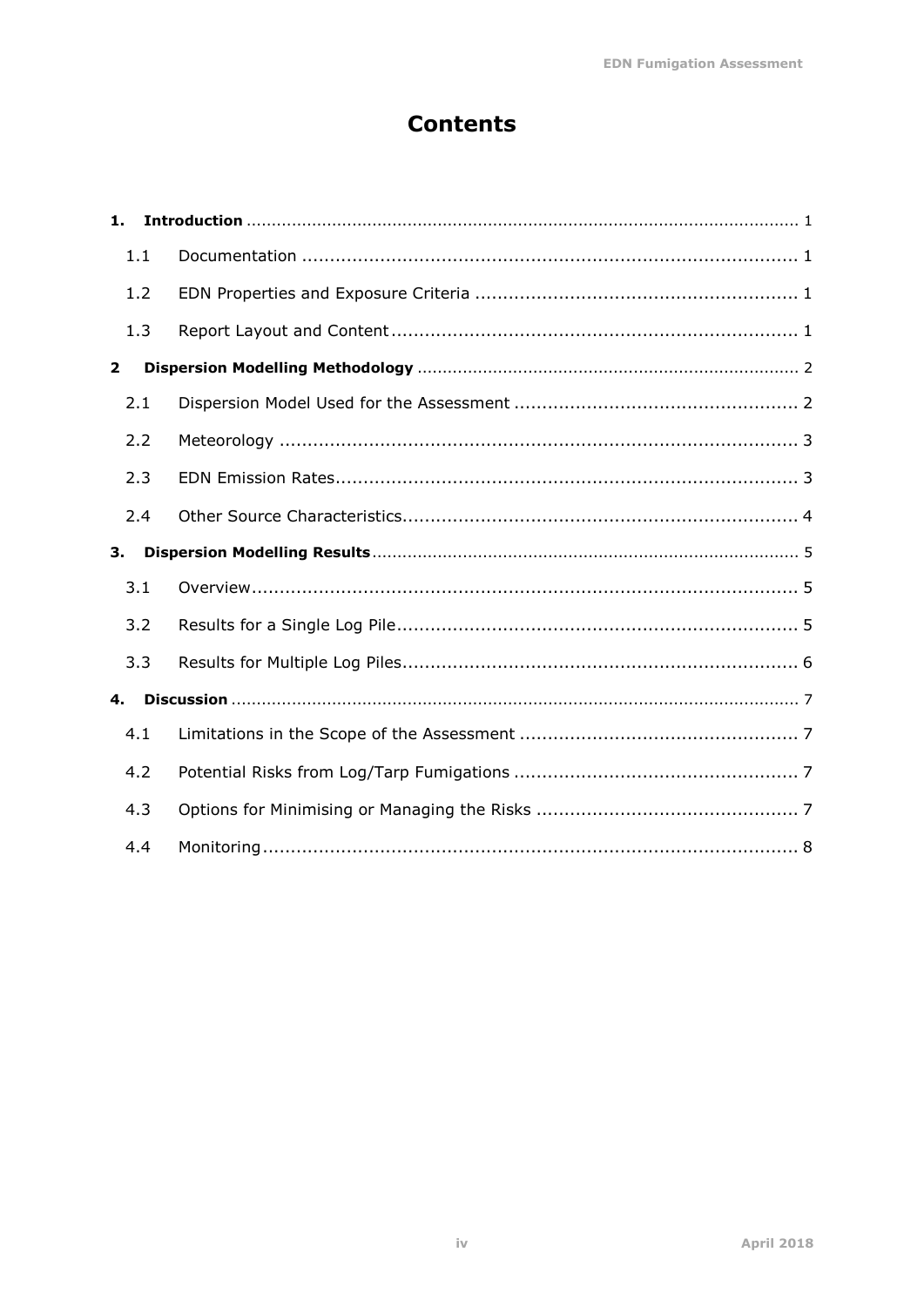# Contents

1. **Introduction** ............................................................................................................... 1
   - 1.1 Documentation ........................................................................................ 1
   - 1.2 EDN Properties and Exposure Criteria ......................................................... 1
   - 1.3 Report Layout and Content ....................................................................... 1

2 **Dispersion Modelling Methodology** ................................................................................ 2
   - 2.1 Dispersion Model Used for the Assessment .................................................. 2
   - 2.2 Meteorology ........................................................................................... 3
   - 2.3 EDN Emission Rates.................................................................................. 3
   - 2.4 Other Source Characteristics...................................................................... 4

3. **Dispersion Modelling Results**...................................................................................... 5
   - 3.1 Overview................................................................................................ 5
   - 3.2 Results for a Single Log Pile....................................................................... 5
   - 3.3 Results for Multiple Log Piles...................................................................... 6

4. **Discussion** ................................................................................................................. 7
   - 4.1 Limitations in the Scope of the Assessment ................................................. 7
   - 4.2 Potential Risks from Log/Tarp Fumigations .................................................. 7
   - 4.3 Options for Minimising or Managing the Risks .............................................. 7
   - 4.4 Monitoring............................................................................................... 8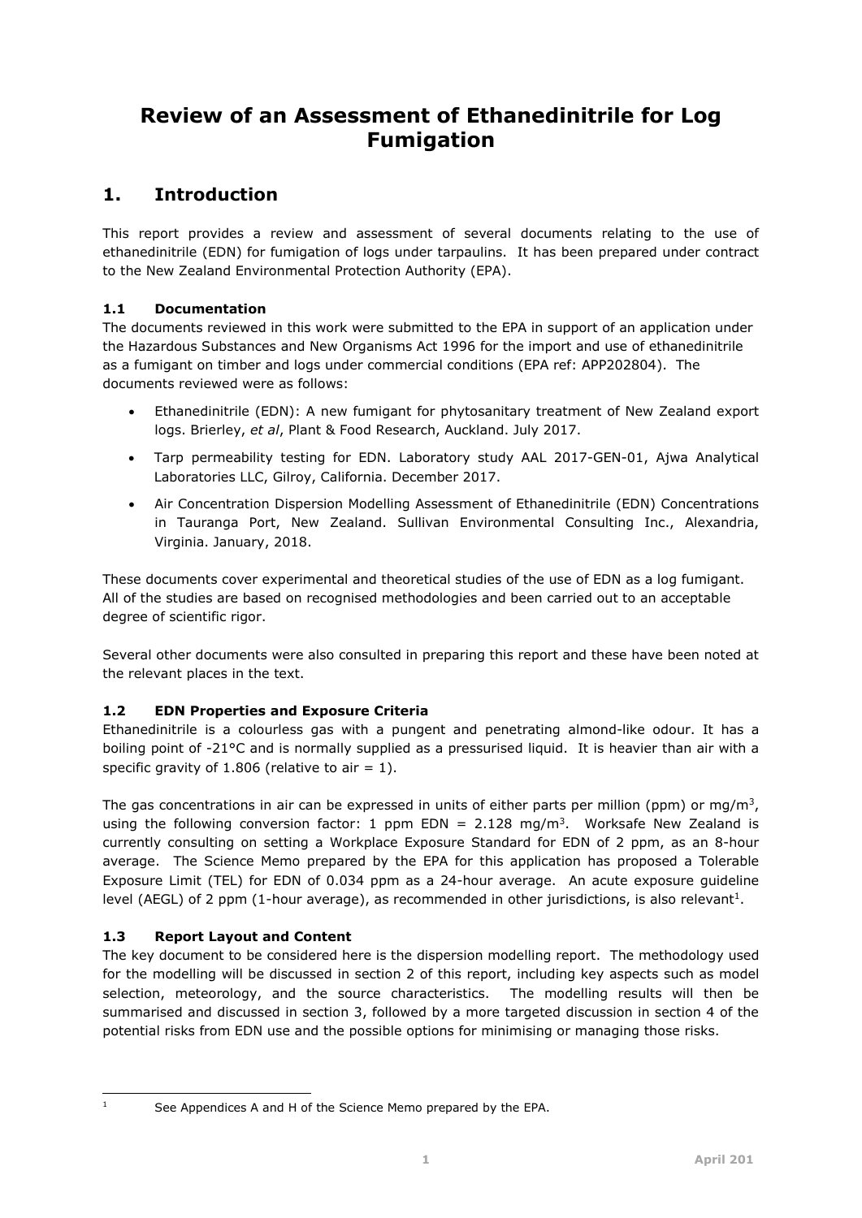# Review of an Assessment of Ethanedinitrile for Log Fumigation

## 1. Introduction

This report provides a review and assessment of several documents relating to the use of ethanedinitrile (EDN) for fumigation of logs under tarpaulins. It has been prepared under contract to the New Zealand Environmental Protection Authority (EPA).

### 1.1 Documentation

The documents reviewed in this work were submitted to the EPA in support of an application under the Hazardous Substances and New Organisms Act 1996 for the import and use of ethanedinitrile as a fumigant on timber and logs under commercial conditions (EPA ref: APP202804). The documents reviewed were as follows:

- Ethanedinitrile (EDN): A new fumigant for phytosanitary treatment of New Zealand export logs. Brierley, *et al*, Plant & Food Research, Auckland. July 2017.
- Tarp permeability testing for EDN. Laboratory study AAL 2017-GEN-01, Ajwa Analytical Laboratories LLC, Gilroy, California. December 2017.
- Air Concentration Dispersion Modelling Assessment of Ethanedinitrile (EDN) Concentrations in Tauranga Port, New Zealand. Sullivan Environmental Consulting Inc., Alexandria, Virginia. January, 2018.

These documents cover experimental and theoretical studies of the use of EDN as a log fumigant. All of the studies are based on recognised methodologies and been carried out to an acceptable degree of scientific rigor.

Several other documents were also consulted in preparing this report and these have been noted at the relevant places in the text.

### 1.2 EDN Properties and Exposure Criteria

Ethanedinitrile is a colourless gas with a pungent and penetrating almond-like odour. It has a boiling point of -21°C and is normally supplied as a pressurised liquid. It is heavier than air with a specific gravity of 1.806 (relative to air = 1).

The gas concentrations in air can be expressed in units of either parts per million (ppm) or mg/m$^3$, using the following conversion factor: 1 ppm EDN = 2.128 mg/m$^3$. Worksafe New Zealand is currently consulting on setting a Workplace Exposure Standard for EDN of 2 ppm, as an 8-hour average. The Science Memo prepared by the EPA for this application has proposed a Tolerable Exposure Limit (TEL) for EDN of 0.034 ppm as a 24-hour average. An acute exposure guideline level (AEGL) of 2 ppm (1-hour average), as recommended in other jurisdictions, is also relevant[1].

### 1.3 Report Layout and Content

The key document to be considered here is the dispersion modelling report. The methodology used for the modelling will be discussed in section 2 of this report, including key aspects such as model selection, meteorology, and the source characteristics. The modelling results will then be summarised and discussed in section 3, followed by a more targeted discussion in section 4 of the potential risks from EDN use and the possible options for minimising or managing those risks.

[1] See Appendices A and H of the Science Memo prepared by the EPA.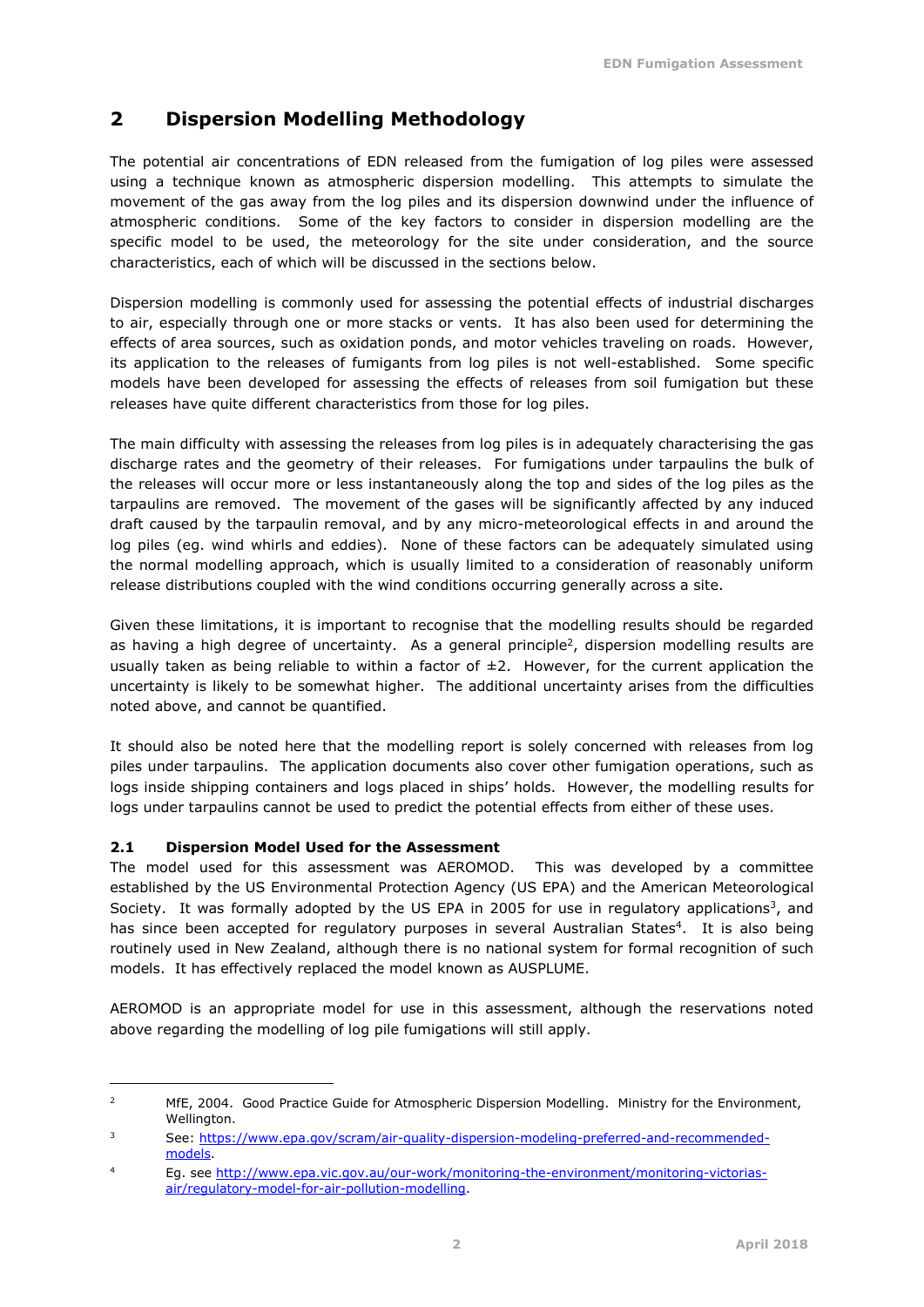# 2 Dispersion Modelling Methodology

The potential air concentrations of EDN released from the fumigation of log piles were assessed using a technique known as atmospheric dispersion modelling. This attempts to simulate the movement of the gas away from the log piles and its dispersion downwind under the influence of atmospheric conditions. Some of the key factors to consider in dispersion modelling are the specific model to be used, the meteorology for the site under consideration, and the source characteristics, each of which will be discussed in the sections below.

Dispersion modelling is commonly used for assessing the potential effects of industrial discharges to air, especially through one or more stacks or vents. It has also been used for determining the effects of area sources, such as oxidation ponds, and motor vehicles traveling on roads. However, its application to the releases of fumigants from log piles is not well-established. Some specific models have been developed for assessing the effects of releases from soil fumigation but these releases have quite different characteristics from those for log piles.

The main difficulty with assessing the releases from log piles is in adequately characterising the gas discharge rates and the geometry of their releases. For fumigations under tarpaulins the bulk of the releases will occur more or less instantaneously along the top and sides of the log piles as the tarpaulins are removed. The movement of the gases will be significantly affected by any induced draft caused by the tarpaulin removal, and by any micro-meteorological effects in and around the log piles (eg. wind whirls and eddies). None of these factors can be adequately simulated using the normal modelling approach, which is usually limited to a consideration of reasonably uniform release distributions coupled with the wind conditions occurring generally across a site.

Given these limitations, it is important to recognise that the modelling results should be regarded as having a high degree of uncertainty. As a general principle[2], dispersion modelling results are usually taken as being reliable to within a factor of ±2. However, for the current application the uncertainty is likely to be somewhat higher. The additional uncertainty arises from the difficulties noted above, and cannot be quantified.

It should also be noted here that the modelling report is solely concerned with releases from log piles under tarpaulins. The application documents also cover other fumigation operations, such as logs inside shipping containers and logs placed in ships' holds. However, the modelling results for logs under tarpaulins cannot be used to predict the potential effects from either of these uses.

## 2.1 Dispersion Model Used for the Assessment

The model used for this assessment was AEROMOD. This was developed by a committee established by the US Environmental Protection Agency (US EPA) and the American Meteorological Society. It was formally adopted by the US EPA in 2005 for use in regulatory applications[3], and has since been accepted for regulatory purposes in several Australian States[4]. It is also being routinely used in New Zealand, although there is no national system for formal recognition of such models. It has effectively replaced the model known as AUSPLUME.

AEROMOD is an appropriate model for use in this assessment, although the reservations noted above regarding the modelling of log pile fumigations will still apply.

---

[2] MfE, 2004. Good Practice Guide for Atmospheric Dispersion Modelling. Ministry for the Environment, Wellington.

[3] See: https://www.epa.gov/scram/air-quality-dispersion-modeling-preferred-and-recommended-models.

[4] Eg. see http://www.epa.vic.gov.au/our-work/monitoring-the-environment/monitoring-victorias-air/regulatory-model-for-air-pollution-modelling.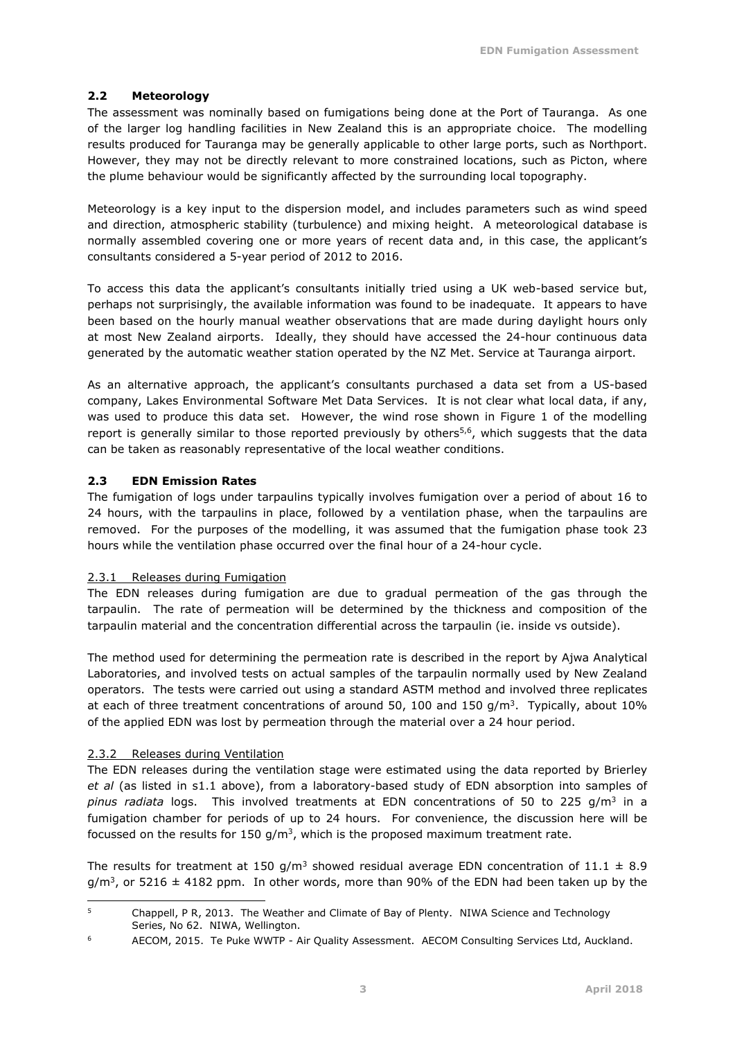## 2.2 Meteorology

The assessment was nominally based on fumigations being done at the Port of Tauranga. As one of the larger log handling facilities in New Zealand this is an appropriate choice. The modelling results produced for Tauranga may be generally applicable to other large ports, such as Northport. However, they may not be directly relevant to more constrained locations, such as Picton, where the plume behaviour would be significantly affected by the surrounding local topography.

Meteorology is a key input to the dispersion model, and includes parameters such as wind speed and direction, atmospheric stability (turbulence) and mixing height. A meteorological database is normally assembled covering one or more years of recent data and, in this case, the applicant's consultants considered a 5-year period of 2012 to 2016.

To access this data the applicant's consultants initially tried using a UK web-based service but, perhaps not surprisingly, the available information was found to be inadequate. It appears to have been based on the hourly manual weather observations that are made during daylight hours only at most New Zealand airports. Ideally, they should have accessed the 24-hour continuous data generated by the automatic weather station operated by the NZ Met. Service at Tauranga airport.

As an alternative approach, the applicant's consultants purchased a data set from a US-based company, Lakes Environmental Software Met Data Services. It is not clear what local data, if any, was used to produce this data set. However, the wind rose shown in Figure 1 of the modelling report is generally similar to those reported previously by others[5,6], which suggests that the data can be taken as reasonably representative of the local weather conditions.

## 2.3 EDN Emission Rates

The fumigation of logs under tarpaulins typically involves fumigation over a period of about 16 to 24 hours, with the tarpaulins in place, followed by a ventilation phase, when the tarpaulins are removed. For the purposes of the modelling, it was assumed that the fumigation phase took 23 hours while the ventilation phase occurred over the final hour of a 24-hour cycle.

### 2.3.1 Releases during Fumigation

The EDN releases during fumigation are due to gradual permeation of the gas through the tarpaulin. The rate of permeation will be determined by the thickness and composition of the tarpaulin material and the concentration differential across the tarpaulin (ie. inside vs outside).

The method used for determining the permeation rate is described in the report by Ajwa Analytical Laboratories, and involved tests on actual samples of the tarpaulin normally used by New Zealand operators. The tests were carried out using a standard ASTM method and involved three replicates at each of three treatment concentrations of around 50, 100 and 150 g/m$^3$. Typically, about 10% of the applied EDN was lost by permeation through the material over a 24 hour period.

### 2.3.2 Releases during Ventilation

The EDN releases during the ventilation stage were estimated using the data reported by Brierley *et al* (as listed in s1.1 above), from a laboratory-based study of EDN absorption into samples of *pinus radiata* logs. This involved treatments at EDN concentrations of 50 to 225 g/m$^3$ in a fumigation chamber for periods of up to 24 hours. For convenience, the discussion here will be focussed on the results for 150 g/m$^3$, which is the proposed maximum treatment rate.

The results for treatment at 150 g/m$^3$ showed residual average EDN concentration of 11.1 ± 8.9 g/m$^3$, or 5216 ± 4182 ppm. In other words, more than 90% of the EDN had been taken up by the

---

[5] Chappell, P R, 2013. The Weather and Climate of Bay of Plenty. NIWA Science and Technology Series, No 62. NIWA, Wellington.

[6] AECOM, 2015. Te Puke WWTP - Air Quality Assessment. AECOM Consulting Services Ltd, Auckland.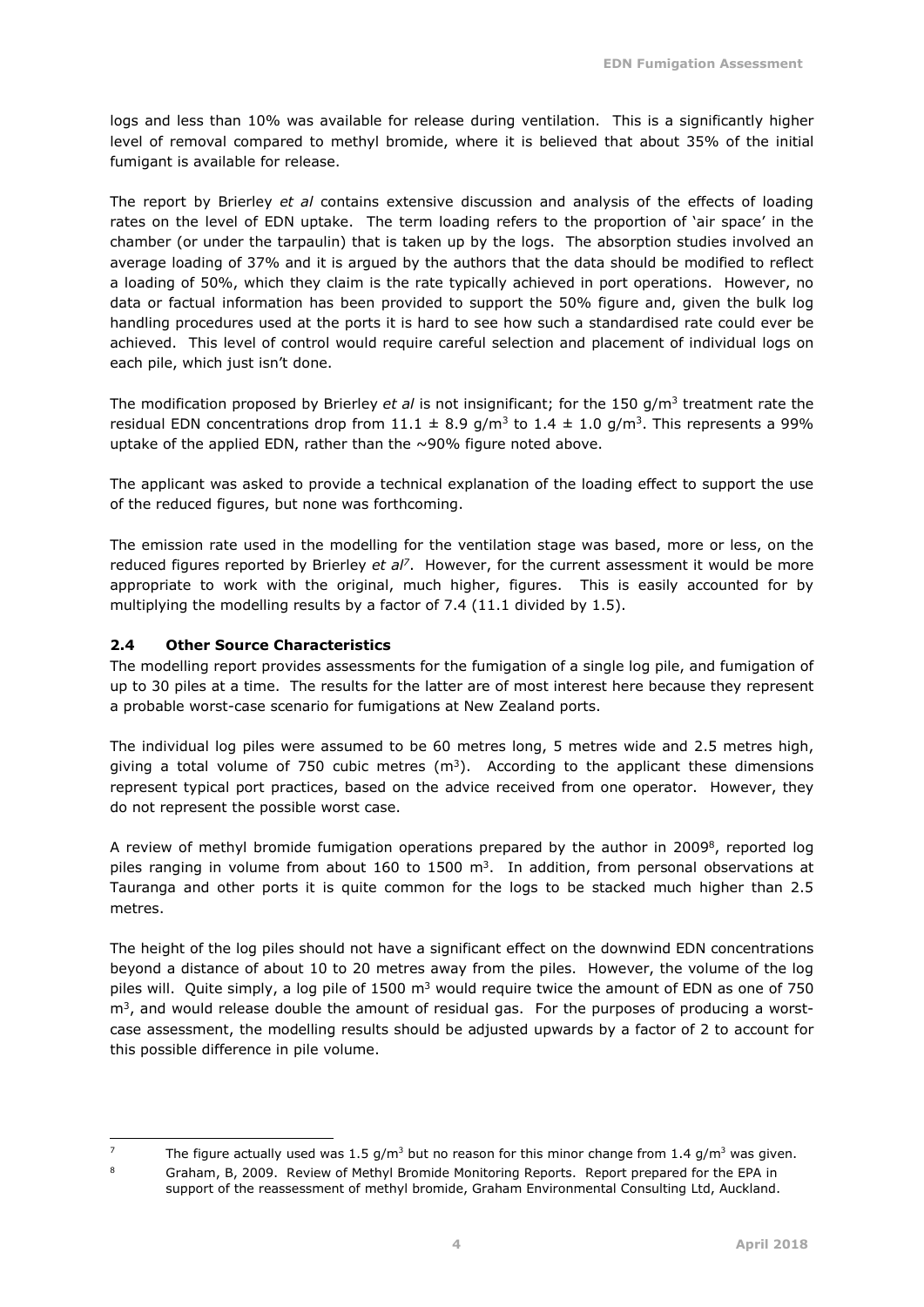logs and less than 10% was available for release during ventilation. This is a significantly higher level of removal compared to methyl bromide, where it is believed that about 35% of the initial fumigant is available for release.

The report by Brierley *et al* contains extensive discussion and analysis of the effects of loading rates on the level of EDN uptake. The term loading refers to the proportion of 'air space' in the chamber (or under the tarpaulin) that is taken up by the logs. The absorption studies involved an average loading of 37% and it is argued by the authors that the data should be modified to reflect a loading of 50%, which they claim is the rate typically achieved in port operations. However, no data or factual information has been provided to support the 50% figure and, given the bulk log handling procedures used at the ports it is hard to see how such a standardised rate could ever be achieved. This level of control would require careful selection and placement of individual logs on each pile, which just isn't done.

The modification proposed by Brierley *et al* is not insignificant; for the 150 g/m$^3$ treatment rate the residual EDN concentrations drop from 11.1 ± 8.9 g/m$^3$ to 1.4 ± 1.0 g/m$^3$. This represents a 99% uptake of the applied EDN, rather than the ~90% figure noted above.

The applicant was asked to provide a technical explanation of the loading effect to support the use of the reduced figures, but none was forthcoming.

The emission rate used in the modelling for the ventilation stage was based, more or less, on the reduced figures reported by Brierley *et al*[7]. However, for the current assessment it would be more appropriate to work with the original, much higher, figures. This is easily accounted for by multiplying the modelling results by a factor of 7.4 (11.1 divided by 1.5).

### 2.4 Other Source Characteristics

The modelling report provides assessments for the fumigation of a single log pile, and fumigation of up to 30 piles at a time. The results for the latter are of most interest here because they represent a probable worst-case scenario for fumigations at New Zealand ports.

The individual log piles were assumed to be 60 metres long, 5 metres wide and 2.5 metres high, giving a total volume of 750 cubic metres (m$^3$). According to the applicant these dimensions represent typical port practices, based on the advice received from one operator. However, they do not represent the possible worst case.

A review of methyl bromide fumigation operations prepared by the author in 2009[8], reported log piles ranging in volume from about 160 to 1500 m$^3$. In addition, from personal observations at Tauranga and other ports it is quite common for the logs to be stacked much higher than 2.5 metres.

The height of the log piles should not have a significant effect on the downwind EDN concentrations beyond a distance of about 10 to 20 metres away from the piles. However, the volume of the log piles will. Quite simply, a log pile of 1500 m$^3$ would require twice the amount of EDN as one of 750 m$^3$, and would release double the amount of residual gas. For the purposes of producing a worst-case assessment, the modelling results should be adjusted upwards by a factor of 2 to account for this possible difference in pile volume.

---

[7] The figure actually used was 1.5 g/m$^3$ but no reason for this minor change from 1.4 g/m$^3$ was given.

[8] Graham, B, 2009. Review of Methyl Bromide Monitoring Reports. Report prepared for the EPA in support of the reassessment of methyl bromide, Graham Environmental Consulting Ltd, Auckland.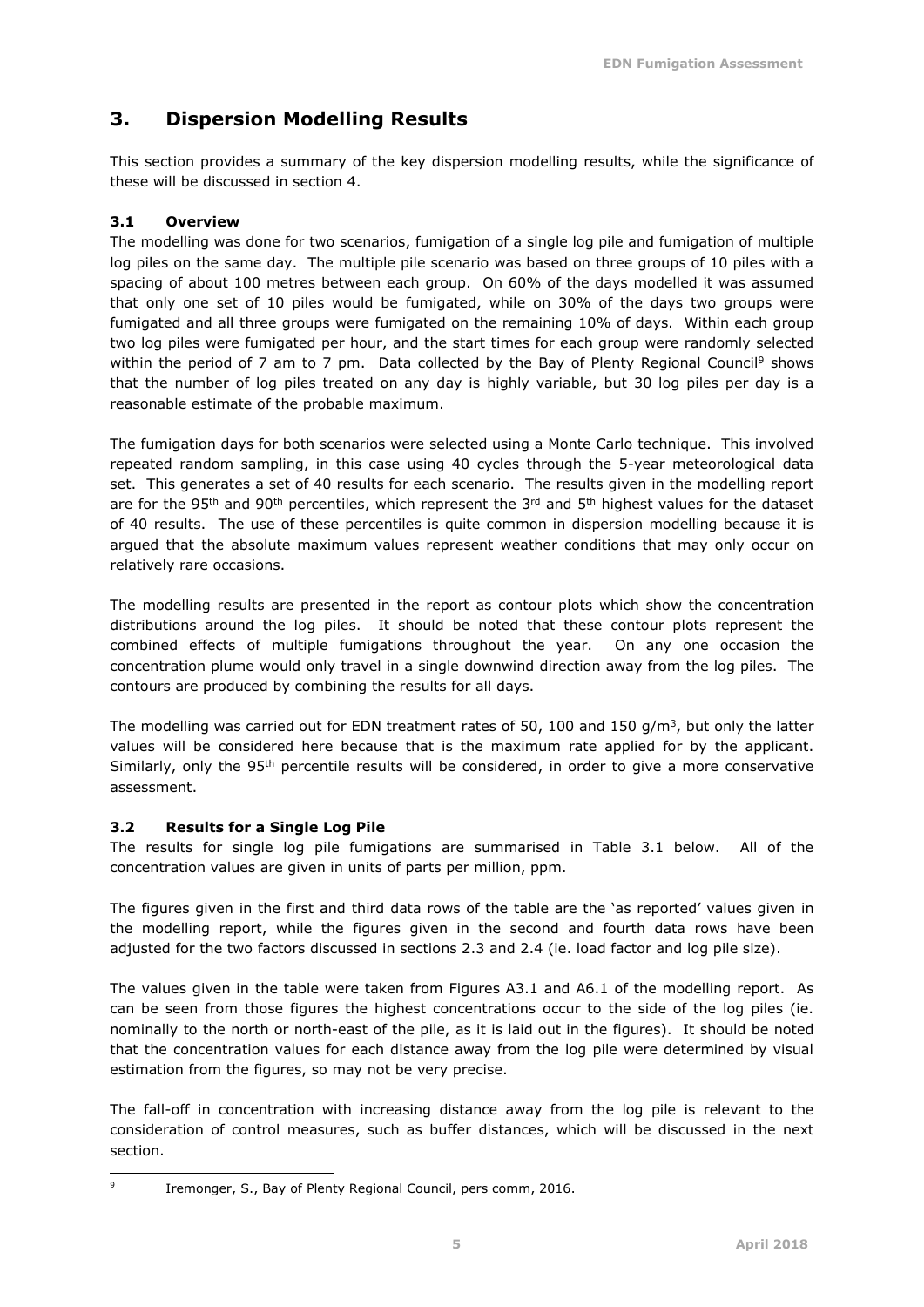# 3. Dispersion Modelling Results

This section provides a summary of the key dispersion modelling results, while the significance of these will be discussed in section 4.

## 3.1 Overview

The modelling was done for two scenarios, fumigation of a single log pile and fumigation of multiple log piles on the same day. The multiple pile scenario was based on three groups of 10 piles with a spacing of about 100 metres between each group. On 60% of the days modelled it was assumed that only one set of 10 piles would be fumigated, while on 30% of the days two groups were fumigated and all three groups were fumigated on the remaining 10% of days. Within each group two log piles were fumigated per hour, and the start times for each group were randomly selected within the period of 7 am to 7 pm. Data collected by the Bay of Plenty Regional Council[9] shows that the number of log piles treated on any day is highly variable, but 30 log piles per day is a reasonable estimate of the probable maximum.

The fumigation days for both scenarios were selected using a Monte Carlo technique. This involved repeated random sampling, in this case using 40 cycles through the 5-year meteorological data set. This generates a set of 40 results for each scenario. The results given in the modelling report are for the 95th and 90th percentiles, which represent the 3rd and 5th highest values for the dataset of 40 results. The use of these percentiles is quite common in dispersion modelling because it is argued that the absolute maximum values represent weather conditions that may only occur on relatively rare occasions.

The modelling results are presented in the report as contour plots which show the concentration distributions around the log piles. It should be noted that these contour plots represent the combined effects of multiple fumigations throughout the year. On any one occasion the concentration plume would only travel in a single downwind direction away from the log piles. The contours are produced by combining the results for all days.

The modelling was carried out for EDN treatment rates of 50, 100 and 150 g/m$^3$, but only the latter values will be considered here because that is the maximum rate applied for by the applicant. Similarly, only the 95th percentile results will be considered, in order to give a more conservative assessment.

## 3.2 Results for a Single Log Pile

The results for single log pile fumigations are summarised in Table 3.1 below. All of the concentration values are given in units of parts per million, ppm.

The figures given in the first and third data rows of the table are the 'as reported' values given in the modelling report, while the figures given in the second and fourth data rows have been adjusted for the two factors discussed in sections 2.3 and 2.4 (ie. load factor and log pile size).

The values given in the table were taken from Figures A3.1 and A6.1 of the modelling report. As can be seen from those figures the highest concentrations occur to the side of the log piles (ie. nominally to the north or north-east of the pile, as it is laid out in the figures). It should be noted that the concentration values for each distance away from the log pile were determined by visual estimation from the figures, so may not be very precise.

The fall-off in concentration with increasing distance away from the log pile is relevant to the consideration of control measures, such as buffer distances, which will be discussed in the next section.

---

[9] Iremonger, S., Bay of Plenty Regional Council, pers comm, 2016.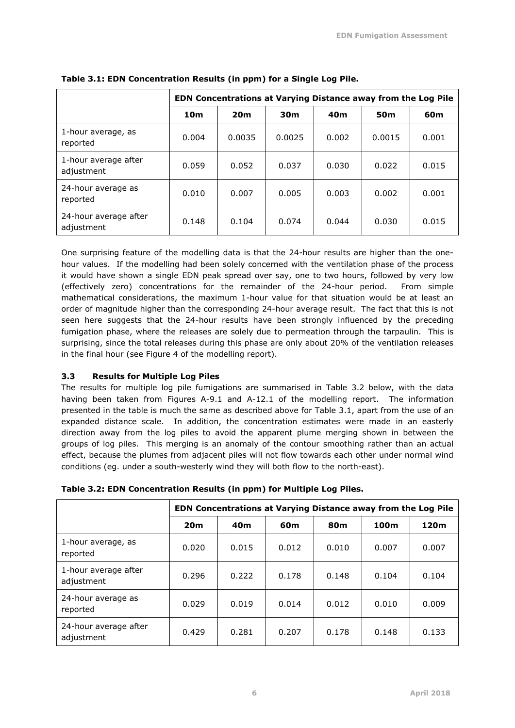**Table 3.1: EDN Concentration Results (in ppm) for a Single Log Pile.**

| | EDN Concentrations at Varying Distance away from the Log Pile | | | | | |
|---|---|---|---|---|---|---|
| | **10m** | **20m** | **30m** | **40m** | **50m** | **60m** |
| 1-hour average, as reported | 0.004 | 0.0035 | 0.0025 | 0.002 | 0.0015 | 0.001 |
| 1-hour average after adjustment | 0.059 | 0.052 | 0.037 | 0.030 | 0.022 | 0.015 |
| 24-hour average as reported | 0.010 | 0.007 | 0.005 | 0.003 | 0.002 | 0.001 |
| 24-hour average after adjustment | 0.148 | 0.104 | 0.074 | 0.044 | 0.030 | 0.015 |

One surprising feature of the modelling data is that the 24-hour results are higher than the one-hour values. If the modelling had been solely concerned with the ventilation phase of the process it would have shown a single EDN peak spread over say, one to two hours, followed by very low (effectively zero) concentrations for the remainder of the 24-hour period. From simple mathematical considerations, the maximum 1-hour value for that situation would be at least an order of magnitude higher than the corresponding 24-hour average result. The fact that this is not seen here suggests that the 24-hour results have been strongly influenced by the preceding fumigation phase, where the releases are solely due to permeation through the tarpaulin. This is surprising, since the total releases during this phase are only about 20% of the ventilation releases in the final hour (see Figure 4 of the modelling report).

### 3.3 Results for Multiple Log Piles

The results for multiple log pile fumigations are summarised in Table 3.2 below, with the data having been taken from Figures A-9.1 and A-12.1 of the modelling report. The information presented in the table is much the same as described above for Table 3.1, apart from the use of an expanded distance scale. In addition, the concentration estimates were made in an easterly direction away from the log piles to avoid the apparent plume merging shown in between the groups of log piles. This merging is an anomaly of the contour smoothing rather than an actual effect, because the plumes from adjacent piles will not flow towards each other under normal wind conditions (eg. under a south-westerly wind they will both flow to the north-east).

**Table 3.2: EDN Concentration Results (in ppm) for Multiple Log Piles.**

| | EDN Concentrations at Varying Distance away from the Log Pile | | | | | |
|---|---|---|---|---|---|---|
| | **20m** | **40m** | **60m** | **80m** | **100m** | **120m** |
| 1-hour average, as reported | 0.020 | 0.015 | 0.012 | 0.010 | 0.007 | 0.007 |
| 1-hour average after adjustment | 0.296 | 0.222 | 0.178 | 0.148 | 0.104 | 0.104 |
| 24-hour average as reported | 0.029 | 0.019 | 0.014 | 0.012 | 0.010 | 0.009 |
| 24-hour average after adjustment | 0.429 | 0.281 | 0.207 | 0.178 | 0.148 | 0.133 |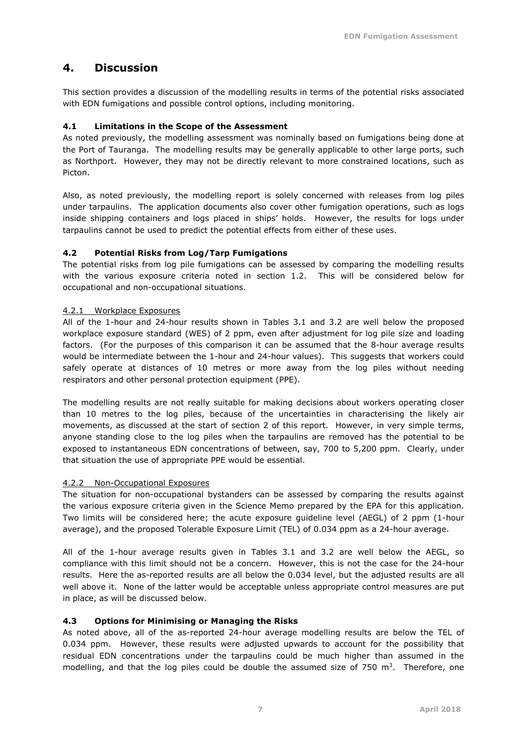# 4. Discussion

This section provides a discussion of the modelling results in terms of the potential risks associated with EDN fumigations and possible control options, including monitoring.

### 4.1 Limitations in the Scope of the Assessment

As noted previously, the modelling assessment was nominally based on fumigations being done at the Port of Tauranga. The modelling results may be generally applicable to other large ports, such as Northport. However, they may not be directly relevant to more constrained locations, such as Picton.

Also, as noted previously, the modelling report is solely concerned with releases from log piles under tarpaulins. The application documents also cover other fumigation operations, such as logs inside shipping containers and logs placed in ships' holds. However, the results for logs under tarpaulins cannot be used to predict the potential effects from either of these uses.

### 4.2 Potential Risks from Log/Tarp Fumigations

The potential risks from log pile fumigations can be assessed by comparing the modelling results with the various exposure criteria noted in section 1.2. This will be considered below for occupational and non-occupational situations.

#### 4.2.1 Workplace Exposures

All of the 1-hour and 24-hour results shown in Tables 3.1 and 3.2 are well below the proposed workplace exposure standard (WES) of 2 ppm, even after adjustment for log pile size and loading factors. (For the purposes of this comparison it can be assumed that the 8-hour average results would be intermediate between the 1-hour and 24-hour values). This suggests that workers could safely operate at distances of 10 metres or more away from the log piles without needing respirators and other personal protection equipment (PPE).

The modelling results are not really suitable for making decisions about workers operating closer than 10 metres to the log piles, because of the uncertainties in characterising the likely air movements, as discussed at the start of section 2 of this report. However, in very simple terms, anyone standing close to the log piles when the tarpaulins are removed has the potential to be exposed to instantaneous EDN concentrations of between, say, 700 to 5,200 ppm. Clearly, under that situation the use of appropriate PPE would be essential.

#### 4.2.2 Non-Occupational Exposures

The situation for non-occupational bystanders can be assessed by comparing the results against the various exposure criteria given in the Science Memo prepared by the EPA for this application. Two limits will be considered here; the acute exposure guideline level (AEGL) of 2 ppm (1-hour average), and the proposed Tolerable Exposure Limit (TEL) of 0.034 ppm as a 24-hour average.

All of the 1-hour average results given in Tables 3.1 and 3.2 are well below the AEGL, so compliance with this limit should not be a concern. However, this is not the case for the 24-hour results. Here the as-reported results are all below the 0.034 level, but the adjusted results are all well above it. None of the latter would be acceptable unless appropriate control measures are put in place, as will be discussed below.

### 4.3 Options for Minimising or Managing the Risks

As noted above, all of the as-reported 24-hour average modelling results are below the TEL of 0.034 ppm. However, these results were adjusted upwards to account for the possibility that residual EDN concentrations under the tarpaulins could be much higher than assumed in the modelling, and that the log piles could be double the assumed size of 750 $m^3$. Therefore, one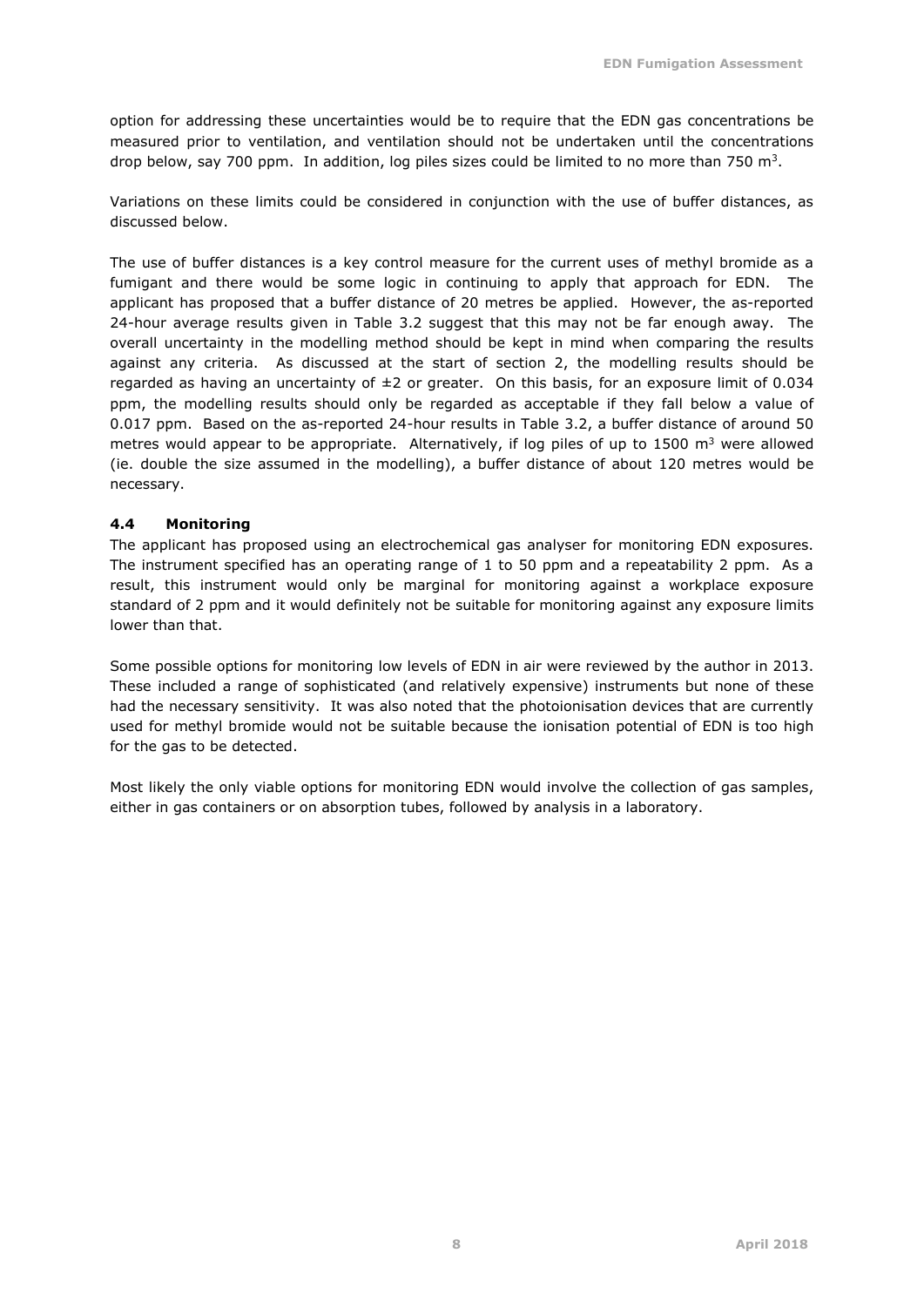option for addressing these uncertainties would be to require that the EDN gas concentrations be measured prior to ventilation, and ventilation should not be undertaken until the concentrations drop below, say 700 ppm. In addition, log piles sizes could be limited to no more than 750 $m^3$.

Variations on these limits could be considered in conjunction with the use of buffer distances, as discussed below.

The use of buffer distances is a key control measure for the current uses of methyl bromide as a fumigant and there would be some logic in continuing to apply that approach for EDN. The applicant has proposed that a buffer distance of 20 metres be applied. However, the as-reported 24-hour average results given in Table 3.2 suggest that this may not be far enough away. The overall uncertainty in the modelling method should be kept in mind when comparing the results against any criteria. As discussed at the start of section 2, the modelling results should be regarded as having an uncertainty of ±2 or greater. On this basis, for an exposure limit of 0.034 ppm, the modelling results should only be regarded as acceptable if they fall below a value of 0.017 ppm. Based on the as-reported 24-hour results in Table 3.2, a buffer distance of around 50 metres would appear to be appropriate. Alternatively, if log piles of up to 1500 $m^3$ were allowed (ie. double the size assumed in the modelling), a buffer distance of about 120 metres would be necessary.

### 4.4 Monitoring

The applicant has proposed using an electrochemical gas analyser for monitoring EDN exposures. The instrument specified has an operating range of 1 to 50 ppm and a repeatability 2 ppm. As a result, this instrument would only be marginal for monitoring against a workplace exposure standard of 2 ppm and it would definitely not be suitable for monitoring against any exposure limits lower than that.

Some possible options for monitoring low levels of EDN in air were reviewed by the author in 2013. These included a range of sophisticated (and relatively expensive) instruments but none of these had the necessary sensitivity. It was also noted that the photoionisation devices that are currently used for methyl bromide would not be suitable because the ionisation potential of EDN is too high for the gas to be detected.

Most likely the only viable options for monitoring EDN would involve the collection of gas samples, either in gas containers or on absorption tubes, followed by analysis in a laboratory.